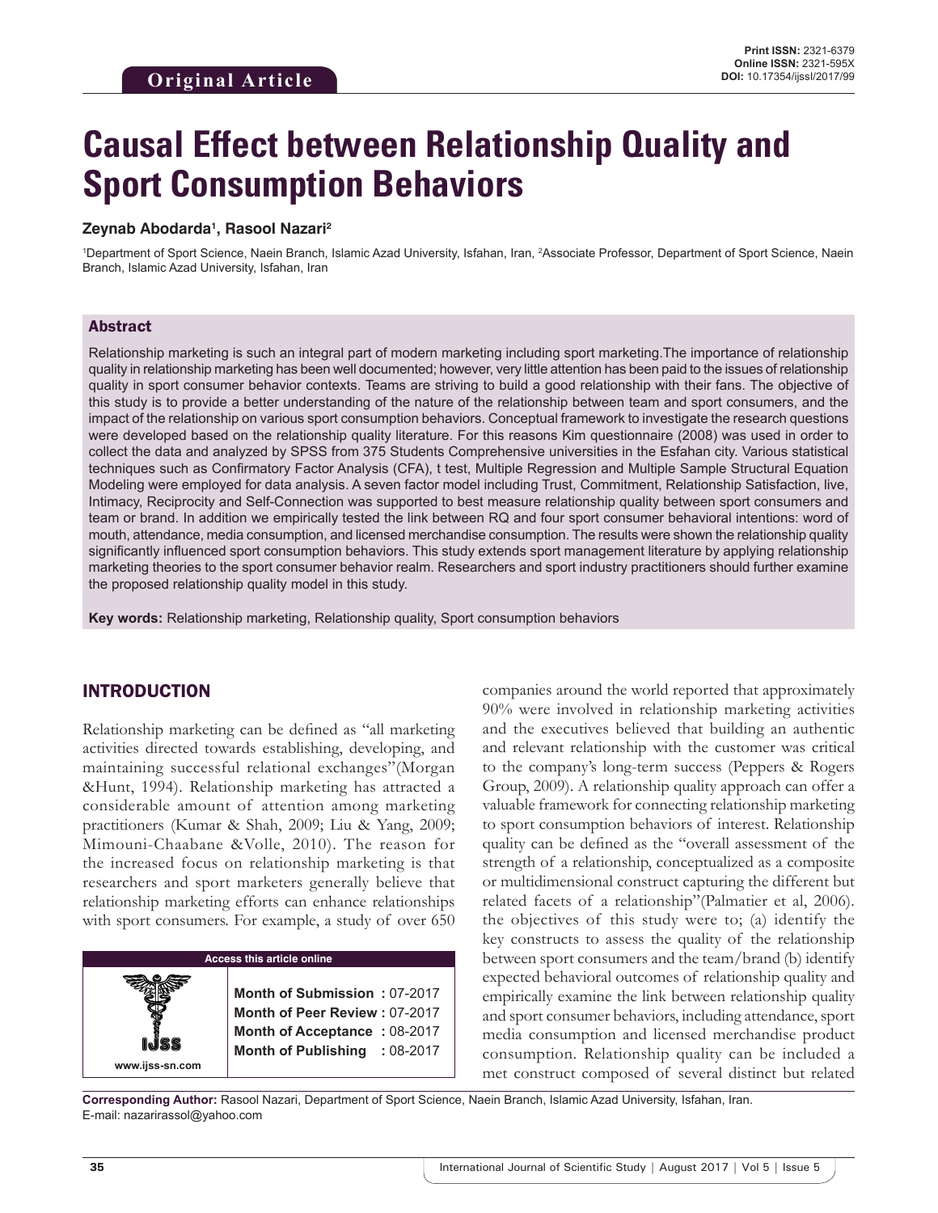**Original Article**

**Print ISSN:** 2321-6379
**Online ISSN:** 2321-595X
**DOI:** 10.17354/ijssI/2017/99

# Causal Effect between Relationship Quality and Sport Consumption Behaviors

**Zeynab Abodarda[1], Rasool Nazari[2]**

[1]Department of Sport Science, Naein Branch, Islamic Azad University, Isfahan, Iran, [2]Associate Professor, Department of Sport Science, Naein Branch, Islamic Azad University, Isfahan, Iran

## Abstract

Relationship marketing is such an integral part of modern marketing including sport marketing.The importance of relationship quality in relationship marketing has been well documented; however, very little attention has been paid to the issues of relationship quality in sport consumer behavior contexts. Teams are striving to build a good relationship with their fans. The objective of this study is to provide a better understanding of the nature of the relationship between team and sport consumers, and the impact of the relationship on various sport consumption behaviors. Conceptual framework to investigate the research questions were developed based on the relationship quality literature. For this reasons Kim questionnaire (2008) was used in order to collect the data and analyzed by SPSS from 375 Students Comprehensive universities in the Esfahan city. Various statistical techniques such as Confirmatory Factor Analysis (CFA), t test, Multiple Regression and Multiple Sample Structural Equation Modeling were employed for data analysis. A seven factor model including Trust, Commitment, Relationship Satisfaction, live, Intimacy, Reciprocity and Self-Connection was supported to best measure relationship quality between sport consumers and team or brand. In addition we empirically tested the link between RQ and four sport consumer behavioral intentions: word of mouth, attendance, media consumption, and licensed merchandise consumption. The results were shown the relationship quality significantly influenced sport consumption behaviors. This study extends sport management literature by applying relationship marketing theories to the sport consumer behavior realm. Researchers and sport industry practitioners should further examine the proposed relationship quality model in this study.

**Key words:** Relationship marketing, Relationship quality, Sport consumption behaviors

## INTRODUCTION

Relationship marketing can be defined as "all marketing activities directed towards establishing, developing, and maintaining successful relational exchanges"(Morgan &Hunt, 1994). Relationship marketing has attracted a considerable amount of attention among marketing practitioners (Kumar & Shah, 2009; Liu & Yang, 2009; Mimouni-Chaabane &Volle, 2010). The reason for the increased focus on relationship marketing is that researchers and sport marketers generally believe that relationship marketing efforts can enhance relationships with sport consumers. For example, a study of over 650 companies around the world reported that approximately 90% were involved in relationship marketing activities and the executives believed that building an authentic and relevant relationship with the customer was critical to the company's long-term success (Peppers & Rogers Group, 2009). A relationship quality approach can offer a valuable framework for connecting relationship marketing to sport consumption behaviors of interest. Relationship quality can be defined as the "overall assessment of the strength of a relationship, conceptualized as a composite or multidimensional construct capturing the different but related facets of a relationship"(Palmatier et al, 2006). the objectives of this study were to; (a) identify the key constructs to assess the quality of the relationship between sport consumers and the team/brand (b) identify expected behavioral outcomes of relationship quality and empirically examine the link between relationship quality and sport consumer behaviors, including attendance, sport media consumption and licensed merchandise product consumption. Relationship quality can be included a met construct composed of several distinct but related

| Access this article online | |
|---|---|
| www.ijss-sn.com | **Month of Submission :** 07-2017<br>**Month of Peer Review :** 07-2017<br>**Month of Acceptance :** 08-2017<br>**Month of Publishing :** 08-2017 |

**Corresponding Author:** Rasool Nazari, Department of Sport Science, Naein Branch, Islamic Azad University, Isfahan, Iran. E-mail: nazarirassol@yahoo.com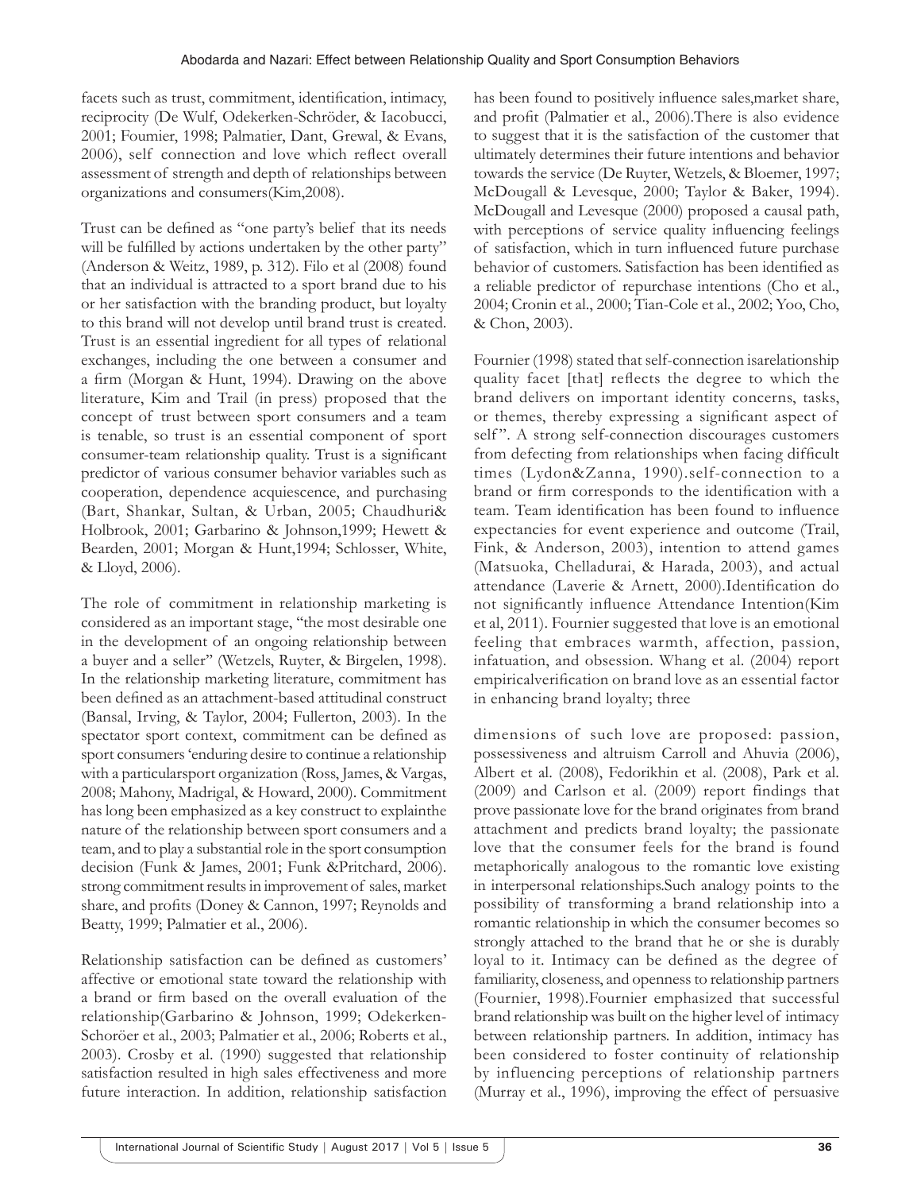facets such as trust, commitment, identification, intimacy, reciprocity (De Wulf, Odekerken-Schröder, & Iacobucci, 2001; Fournier, 1998; Palmatier, Dant, Grewal, & Evans, 2006), self connection and love which reflect overall assessment of strength and depth of relationships between organizations and consumers(Kim,2008).

Trust can be defined as "one party's belief that its needs will be fulfilled by actions undertaken by the other party" (Anderson & Weitz, 1989, p. 312). Filo et al (2008) found that an individual is attracted to a sport brand due to his or her satisfaction with the branding product, but loyalty to this brand will not develop until brand trust is created. Trust is an essential ingredient for all types of relational exchanges, including the one between a consumer and a firm (Morgan & Hunt, 1994). Drawing on the above literature, Kim and Trail (in press) proposed that the concept of trust between sport consumers and a team is tenable, so trust is an essential component of sport consumer-team relationship quality. Trust is a significant predictor of various consumer behavior variables such as cooperation, dependence acquiescence, and purchasing (Bart, Shankar, Sultan, & Urban, 2005; Chaudhuri& Holbrook, 2001; Garbarino & Johnson,1999; Hewett & Bearden, 2001; Morgan & Hunt,1994; Schlosser, White, & Lloyd, 2006).

The role of commitment in relationship marketing is considered as an important stage, "the most desirable one in the development of an ongoing relationship between a buyer and a seller" (Wetzels, Ruyter, & Birgelen, 1998). In the relationship marketing literature, commitment has been defined as an attachment-based attitudinal construct (Bansal, Irving, & Taylor, 2004; Fullerton, 2003). In the spectator sport context, commitment can be defined as sport consumers 'enduring desire to continue a relationship with a particularsport organization (Ross, James, & Vargas, 2008; Mahony, Madrigal, & Howard, 2000). Commitment has long been emphasized as a key construct to explainthe nature of the relationship between sport consumers and a team, and to play a substantial role in the sport consumption decision (Funk & James, 2001; Funk &Pritchard, 2006). strong commitment results in improvement of sales, market share, and profits (Doney & Cannon, 1997; Reynolds and Beatty, 1999; Palmatier et al., 2006).

Relationship satisfaction can be defined as customers' affective or emotional state toward the relationship with a brand or firm based on the overall evaluation of the relationship(Garbarino & Johnson, 1999; Odekerken-Schoröer et al., 2003; Palmatier et al., 2006; Roberts et al., 2003). Crosby et al. (1990) suggested that relationship satisfaction resulted in high sales effectiveness and more future interaction. In addition, relationship satisfaction has been found to positively influence sales,market share, and profit (Palmatier et al., 2006).There is also evidence to suggest that it is the satisfaction of the customer that ultimately determines their future intentions and behavior towards the service (De Ruyter, Wetzels, & Bloemer, 1997; McDougall & Levesque, 2000; Taylor & Baker, 1994). McDougall and Levesque (2000) proposed a causal path, with perceptions of service quality influencing feelings of satisfaction, which in turn influenced future purchase behavior of customers. Satisfaction has been identified as a reliable predictor of repurchase intentions (Cho et al., 2004; Cronin et al., 2000; Tian-Cole et al., 2002; Yoo, Cho, & Chon, 2003).

Fournier (1998) stated that self-connection isarelationship quality facet [that] reflects the degree to which the brand delivers on important identity concerns, tasks, or themes, thereby expressing a significant aspect of self". A strong self-connection discourages customers from defecting from relationships when facing difficult times (Lydon&Zanna, 1990).self-connection to a brand or firm corresponds to the identification with a team. Team identification has been found to influence expectancies for event experience and outcome (Trail, Fink, & Anderson, 2003), intention to attend games (Matsuoka, Chelladurai, & Harada, 2003), and actual attendance (Laverie & Arnett, 2000).Identification do not significantly influence Attendance Intention(Kim et al, 2011). Fournier suggested that love is an emotional feeling that embraces warmth, affection, passion, infatuation, and obsession. Whang et al. (2004) report empiricalverification on brand love as an essential factor in enhancing brand loyalty; three dimensions of such love are proposed: passion, possessiveness and altruism Carroll and Ahuvia (2006), Albert et al. (2008), Fedorikhin et al. (2008), Park et al. (2009) and Carlson et al. (2009) report findings that prove passionate love for the brand originates from brand attachment and predicts brand loyalty; the passionate love that the consumer feels for the brand is found metaphorically analogous to the romantic love existing in interpersonal relationships.Such analogy points to the possibility of transforming a brand relationship into a romantic relationship in which the consumer becomes so strongly attached to the brand that he or she is durably loyal to it. Intimacy can be defined as the degree of familiarity, closeness, and openness to relationship partners (Fournier, 1998).Fournier emphasized that successful brand relationship was built on the higher level of intimacy between relationship partners. In addition, intimacy has been considered to foster continuity of relationship by influencing perceptions of relationship partners (Murray et al., 1996), improving the effect of persuasive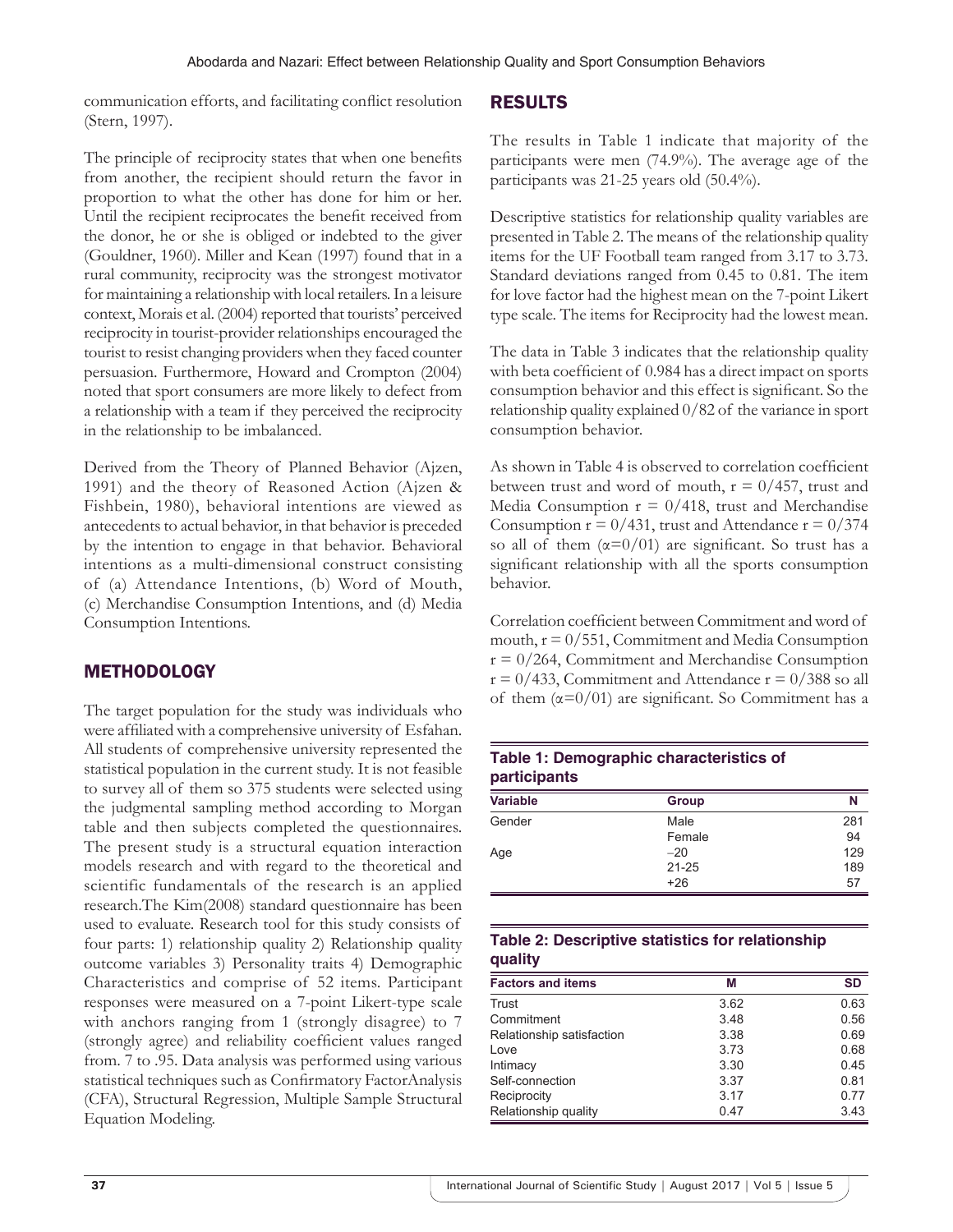communication efforts, and facilitating conflict resolution (Stern, 1997).

The principle of reciprocity states that when one benefits from another, the recipient should return the favor in proportion to what the other has done for him or her. Until the recipient reciprocates the benefit received from the donor, he or she is obliged or indebted to the giver (Gouldner, 1960). Miller and Kean (1997) found that in a rural community, reciprocity was the strongest motivator for maintaining a relationship with local retailers. In a leisure context, Morais et al. (2004) reported that tourists' perceived reciprocity in tourist-provider relationships encouraged the tourist to resist changing providers when they faced counter persuasion. Furthermore, Howard and Crompton (2004) noted that sport consumers are more likely to defect from a relationship with a team if they perceived the reciprocity in the relationship to be imbalanced.

Derived from the Theory of Planned Behavior (Ajzen, 1991) and the theory of Reasoned Action (Ajzen & Fishbein, 1980), behavioral intentions are viewed as antecedents to actual behavior, in that behavior is preceded by the intention to engage in that behavior. Behavioral intentions as a multi-dimensional construct consisting of (a) Attendance Intentions, (b) Word of Mouth, (c) Merchandise Consumption Intentions, and (d) Media Consumption Intentions.

## METHODOLOGY

The target population for the study was individuals who were affiliated with a comprehensive university of Esfahan. All students of comprehensive university represented the statistical population in the current study. It is not feasible to survey all of them so 375 students were selected using the judgmental sampling method according to Morgan table and then subjects completed the questionnaires. The present study is a structural equation interaction models research and with regard to the theoretical and scientific fundamentals of the research is an applied research.The Kim(2008) standard questionnaire has been used to evaluate. Research tool for this study consists of four parts: 1) relationship quality 2) Relationship quality outcome variables 3) Personality traits 4) Demographic Characteristics and comprise of 52 items. Participant responses were measured on a 7-point Likert-type scale with anchors ranging from 1 (strongly disagree) to 7 (strongly agree) and reliability coefficient values ranged from. 7 to .95. Data analysis was performed using various statistical techniques such as Confirmatory FactorAnalysis (CFA), Structural Regression, Multiple Sample Structural Equation Modeling.

## RESULTS

The results in Table 1 indicate that majority of the participants were men (74.9%). The average age of the participants was 21-25 years old (50.4%).

Descriptive statistics for relationship quality variables are presented in Table 2. The means of the relationship quality items for the UF Football team ranged from 3.17 to 3.73. Standard deviations ranged from 0.45 to 0.81. The item for love factor had the highest mean on the 7-point Likert type scale. The items for Reciprocity had the lowest mean.

The data in Table 3 indicates that the relationship quality with beta coefficient of 0.984 has a direct impact on sports consumption behavior and this effect is significant. So the relationship quality explained 0/82 of the variance in sport consumption behavior.

As shown in Table 4 is observed to correlation coefficient between trust and word of mouth, r = 0/457, trust and Media Consumption r = 0/418, trust and Merchandise Consumption r = 0/431, trust and Attendance r = 0/374 so all of them (α=0/01) are significant. So trust has a significant relationship with all the sports consumption behavior.

Correlation coefficient between Commitment and word of mouth, r = 0/551, Commitment and Media Consumption r = 0/264, Commitment and Merchandise Consumption r = 0/433, Commitment and Attendance r = 0/388 so all of them (α=0/01) are significant. So Commitment has a

**Table 1: Demographic characteristics of participants**

| Variable | Group | N |
|---|---|---|
| Gender | Male | 281 |
| | Female | 94 |
| Age | −20 | 129 |
| | 21-25 | 189 |
| | +26 | 57 |

**Table 2: Descriptive statistics for relationship quality**

| Factors and items | M | SD |
|---|---|---|
| Trust | 3.62 | 0.63 |
| Commitment | 3.48 | 0.56 |
| Relationship satisfaction | 3.38 | 0.69 |
| Love | 3.73 | 0.68 |
| Intimacy | 3.30 | 0.45 |
| Self-connection | 3.37 | 0.81 |
| Reciprocity | 3.17 | 0.77 |
| Relationship quality | 0.47 | 3.43 |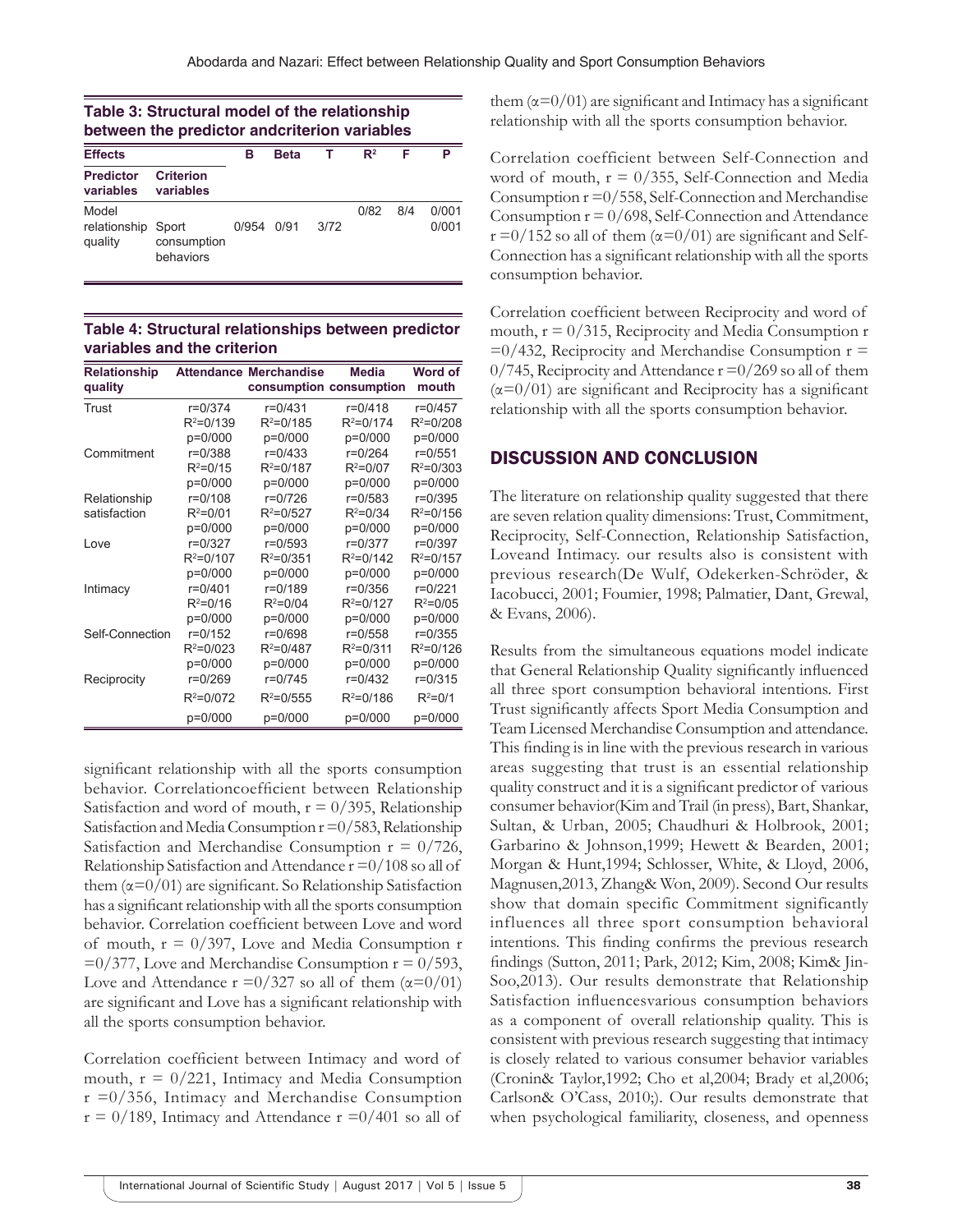**Table 3: Structural model of the relationship between the predictor andcriterion variables**

| Effects | | B | Beta | T | $R^2$ | F | P |
|---|---|---|---|---|---|---|---|
| Predictor variables | Criterion variables | | | | | | |
| Model relationship quality | Sport consumption behaviors | 0/954 | 0/91 | 3/72 | 0/82 | 8/4 | 0/001 0/001 |

**Table 4: Structural relationships between predictor variables and the criterion**

| Relationship quality | Attendance | Merchandise consumption | Media consumption | Word of mouth |
|---|---|---|---|---|
| Trust | r=0/374 $R^2$=0/139 p=0/000 | r=0/431 $R^2$=0/185 p=0/000 | r=0/418 $R^2$=0/174 p=0/000 | r=0/457 $R^2$=0/208 p=0/000 |
| Commitment | r=0/388 $R^2$=0/15 p=0/000 | r=0/433 $R^2$=0/187 p=0/000 | r=0/264 $R^2$=0/07 p=0/000 | r=0/551 $R^2$=0/303 p=0/000 |
| Relationship satisfaction | r=0/108 $R^2$=0/01 p=0/000 | r=0/726 $R^2$=0/527 p=0/000 | r=0/583 $R^2$=0/34 p=0/000 | r=0/395 $R^2$=0/156 p=0/000 |
| Love | r=0/327 $R^2$=0/107 p=0/000 | r=0/593 $R^2$=0/351 p=0/000 | r=0/377 $R^2$=0/142 p=0/000 | r=0/397 $R^2$=0/157 p=0/000 |
| Intimacy | r=0/401 $R^2$=0/16 p=0/000 | r=0/189 $R^2$=0/04 p=0/000 | r=0/356 $R^2$=0/127 p=0/000 | r=0/221 $R^2$=0/05 p=0/000 |
| Self-Connection | r=0/152 $R^2$=0/023 p=0/000 | r=0/698 $R^2$=0/487 p=0/000 | r=0/558 $R^2$=0/311 p=0/000 | r=0/355 $R^2$=0/126 p=0/000 |
| Reciprocity | r=0/269 $R^2$=0/072 p=0/000 | r=0/745 $R^2$=0/555 p=0/000 | r=0/432 $R^2$=0/186 p=0/000 | r=0/315 $R^2$=0/1 p=0/000 |

significant relationship with all the sports consumption behavior. Correlationcoefficient between Relationship Satisfaction and word of mouth, r = 0/395, Relationship Satisfaction and Media Consumption r =0/583, Relationship Satisfaction and Merchandise Consumption r = 0/726, Relationship Satisfaction and Attendance r =0/108 so all of them (α=0/01) are significant. So Relationship Satisfaction has a significant relationship with all the sports consumption behavior. Correlation coefficient between Love and word of mouth, r = 0/397, Love and Media Consumption r =0/377, Love and Merchandise Consumption r = 0/593, Love and Attendance r =0/327 so all of them (α=0/01) are significant and Love has a significant relationship with all the sports consumption behavior.

Correlation coefficient between Intimacy and word of mouth, r = 0/221, Intimacy and Media Consumption r =0/356, Intimacy and Merchandise Consumption r = 0/189, Intimacy and Attendance r =0/401 so all of them (α=0/01) are significant and Intimacy has a significant relationship with all the sports consumption behavior.

Correlation coefficient between Self-Connection and word of mouth, r = 0/355, Self-Connection and Media Consumption r =0/558, Self-Connection and Merchandise Consumption r = 0/698, Self-Connection and Attendance r =0/152 so all of them (α=0/01) are significant and Self-Connection has a significant relationship with all the sports consumption behavior.

Correlation coefficient between Reciprocity and word of mouth, r = 0/315, Reciprocity and Media Consumption r =0/432, Reciprocity and Merchandise Consumption r = 0/745, Reciprocity and Attendance r =0/269 so all of them (α=0/01) are significant and Reciprocity has a significant relationship with all the sports consumption behavior.

## DISCUSSION AND CONCLUSION

The literature on relationship quality suggested that there are seven relation quality dimensions: Trust, Commitment, Reciprocity, Self-Connection, Relationship Satisfaction, Loveand Intimacy. our results also is consistent with previous research(De Wulf, Odekerken-Schröder, & Iacobucci, 2001; Foumier, 1998; Palmatier, Dant, Grewal, & Evans, 2006).

Results from the simultaneous equations model indicate that General Relationship Quality significantly influenced all three sport consumption behavioral intentions. First Trust significantly affects Sport Media Consumption and Team Licensed Merchandise Consumption and attendance. This finding is in line with the previous research in various areas suggesting that trust is an essential relationship quality construct and it is a significant predictor of various consumer behavior(Kim and Trail (in press), Bart, Shankar, Sultan, & Urban, 2005; Chaudhuri & Holbrook, 2001; Garbarino & Johnson,1999; Hewett & Bearden, 2001; Morgan & Hunt,1994; Schlosser, White, & Lloyd, 2006, Magnusen,2013, Zhang& Won, 2009). Second Our results show that domain specific Commitment significantly influences all three sport consumption behavioral intentions. This finding confirms the previous research findings (Sutton, 2011; Park, 2012; Kim, 2008; Kim& Jin-Soo,2013). Our results demonstrate that Relationship Satisfaction influencesvarious consumption behaviors as a component of overall relationship quality. This is consistent with previous research suggesting that intimacy is closely related to various consumer behavior variables (Cronin& Taylor,1992; Cho et al,2004; Brady et al,2006; Carlson& O'Cass, 2010;). Our results demonstrate that when psychological familiarity, closeness, and openness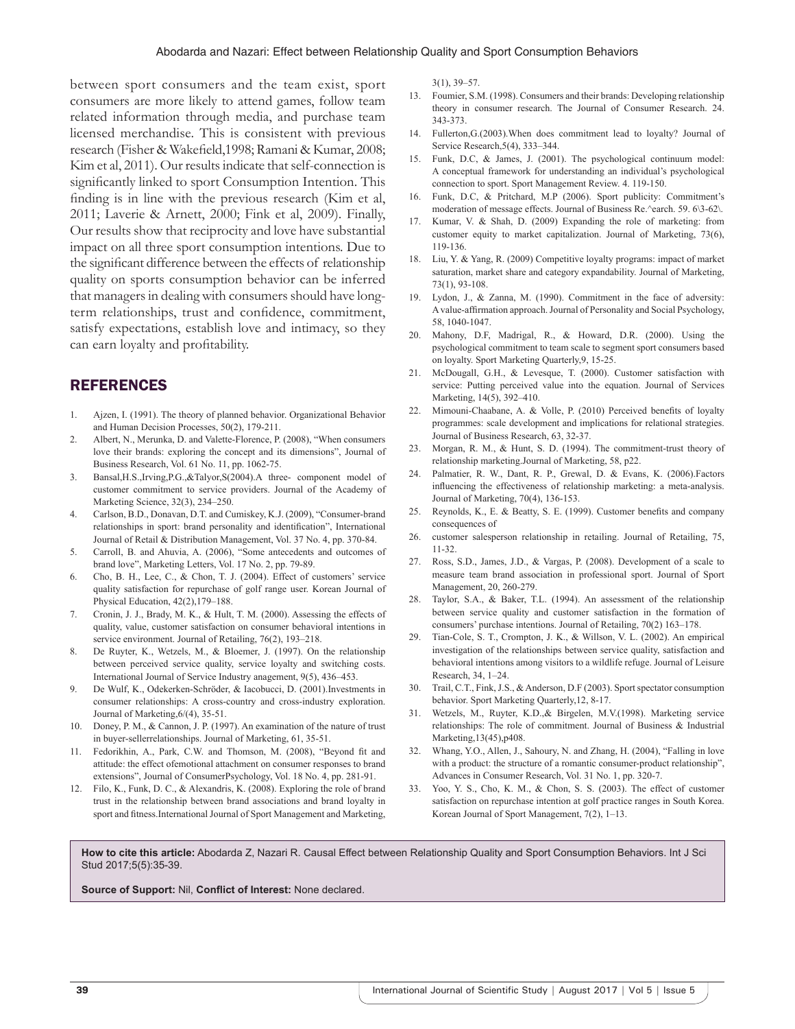between sport consumers and the team exist, sport consumers are more likely to attend games, follow team related information through media, and purchase team licensed merchandise. This is consistent with previous research (Fisher & Wakefield,1998; Ramani & Kumar, 2008; Kim et al, 2011). Our results indicate that self-connection is significantly linked to sport Consumption Intention. This finding is in line with the previous research (Kim et al, 2011; Laverie & Arnett, 2000; Fink et al, 2009). Finally, Our results show that reciprocity and love have substantial impact on all three sport consumption intentions. Due to the significant difference between the effects of relationship quality on sports consumption behavior can be inferred that managers in dealing with consumers should have long-term relationships, trust and confidence, commitment, satisfy expectations, establish love and intimacy, so they can earn loyalty and profitability.

## REFERENCES

1. Ajzen, I. (1991). The theory of planned behavior. Organizational Behavior and Human Decision Processes, 50(2), 179-211.
2. Albert, N., Merunka, D. and Valette-Florence, P. (2008), "When consumers love their brands: exploring the concept and its dimensions", Journal of Business Research, Vol. 61 No. 11, pp. 1062-75.
3. Bansal,H.S.,Irving,P.G.,&Talyor,S(2004).A three- component model of customer commitment to service providers. Journal of the Academy of Marketing Science, 32(3), 234–250.
4. Carlson, B.D., Donavan, D.T. and Cumiskey, K.J. (2009), "Consumer-brand relationships in sport: brand personality and identification", International Journal of Retail & Distribution Management, Vol. 37 No. 4, pp. 370-84.
5. Carroll, B. and Ahuvia, A. (2006), "Some antecedents and outcomes of brand love", Marketing Letters, Vol. 17 No. 2, pp. 79-89.
6. Cho, B. H., Lee, C., & Chon, T. J. (2004). Effect of customers' service quality satisfaction for repurchase of golf range user. Korean Journal of Physical Education, 42(2),179–188.
7. Cronin, J. J., Brady, M. K., & Hult, T. M. (2000). Assessing the effects of quality, value, customer satisfaction on consumer behavioral intentions in service environment. Journal of Retailing, 76(2), 193–218.
8. De Ruyter, K., Wetzels, M., & Bloemer, J. (1997). On the relationship between perceived service quality, service loyalty and switching costs. International Journal of Service Industry management, 9(5), 436–453.
9. De Wulf, K., Odekerken-Schröder, & Iacobucci, D. (2001).Investments in consumer relationships: A cross-country and cross-industry exploration. Journal of Marketing,6/(4), 35-51.
10. Doney, P. M., & Cannon, J. P. (1997). An examination of the nature of trust in buyer-sellerrelationships. Journal of Marketing, 61, 35-51.
11. Fedorikhin, A., Park, C.W. and Thomson, M. (2008), "Beyond fit and attitude: the effect ofemotional attachment on consumer responses to brand extensions", Journal of ConsumerPsychology, Vol. 18 No. 4, pp. 281-91.
12. Filo, K., Funk, D. C., & Alexandris, K. (2008). Exploring the role of brand trust in the relationship between brand associations and brand loyalty in sport and fitness.International Journal of Sport Management and Marketing, 3(1), 39–57.
13. Fournier, S.M. (1998). Consumers and their brands: Developing relationship theory in consumer research. The Journal of Consumer Research. 24. 343-373.
14. Fullerton,G.(2003).When does commitment lead to loyalty? Journal of Service Research,5(4), 333–344.
15. Funk, D.C, & James, J. (2001). The psychological continuum model: A conceptual framework for understanding an individual's psychological connection to sport. Sport Management Review. 4. 119-150.
16. Funk, D.C, & Pritchard, M.P (2006). Sport publicity: Commitment's moderation of message effects. Journal of Business Re.^earch. 59. 6\3-62\.
17. Kumar, V. & Shah, D. (2009) Expanding the role of marketing: from customer equity to market capitalization. Journal of Marketing, 73(6), 119-136.
18. Liu, Y. & Yang, R. (2009) Competitive loyalty programs: impact of market saturation, market share and category expandability. Journal of Marketing, 73(1), 93-108.
19. Lydon, J., & Zanna, M. (1990). Commitment in the face of adversity: A value-affirmation approach. Journal of Personality and Social Psychology, 58, 1040-1047.
20. Mahony, D.F, Madrigal, R., & Howard, D.R. (2000). Using the psychological commitment to team scale to segment sport consumers based on loyalty. Sport Marketing Quarterly,9, 15-25.
21. McDougall, G.H., & Levesque, T. (2000). Customer satisfaction with service: Putting perceived value into the equation. Journal of Services Marketing, 14(5), 392–410.
22. Mimouni-Chaabane, A. & Volle, P. (2010) Perceived benefits of loyalty programmes: scale development and implications for relational strategies. Journal of Business Research, 63, 32-37.
23. Morgan, R. M., & Hunt, S. D. (1994). The commitment-trust theory of relationship marketing.Journal of Marketing, 58, p22.
24. Palmatier, R. W., Dant, R. P., Grewal, D. & Evans, K. (2006).Factors influencing the effectiveness of relationship marketing: a meta-analysis. Journal of Marketing, 70(4), 136-153.
25. Reynolds, K., E. & Beatty, S. E. (1999). Customer benefits and company consequences of
26. customer salesperson relationship in retailing. Journal of Retailing, 75, 11-32.
27. Ross, S.D., James, J.D., & Vargas, P. (2008). Development of a scale to measure team brand association in professional sport. Journal of Sport Management, 20, 260-279.
28. Taylor, S.A., & Baker, T.L. (1994). An assessment of the relationship between service quality and customer satisfaction in the formation of consumers' purchase intentions. Journal of Retailing, 70(2) 163–178.
29. Tian-Cole, S. T., Crompton, J. K., & Willson, V. L. (2002). An empirical investigation of the relationships between service quality, satisfaction and behavioral intentions among visitors to a wildlife refuge. Journal of Leisure Research, 34, 1–24.
30. Trail, C.T., Fink, J.S., & Anderson, D.F (2003). Sport spectator consumption behavior. Sport Marketing Quarterly,12, 8-17.
31. Wetzels, M., Ruyter, K.D.,& Birgelen, M.V.(1998). Marketing service relationships: The role of commitment. Journal of Business & Industrial Marketing,13(45),p408.
32. Whang, Y.O., Allen, J., Sahoury, N. and Zhang, H. (2004), "Falling in love with a product: the structure of a romantic consumer-product relationship", Advances in Consumer Research, Vol. 31 No. 1, pp. 320-7.
33. Yoo, Y. S., Cho, K. M., & Chon, S. S. (2003). The effect of customer satisfaction on repurchase intention at golf practice ranges in South Korea. Korean Journal of Sport Management, 7(2), 1–13.

**How to cite this article:** Abodarda Z, Nazari R. Causal Effect between Relationship Quality and Sport Consumption Behaviors. Int J Sci Stud 2017;5(5):35-39.

**Source of Support:** Nil, **Conflict of Interest:** None declared.